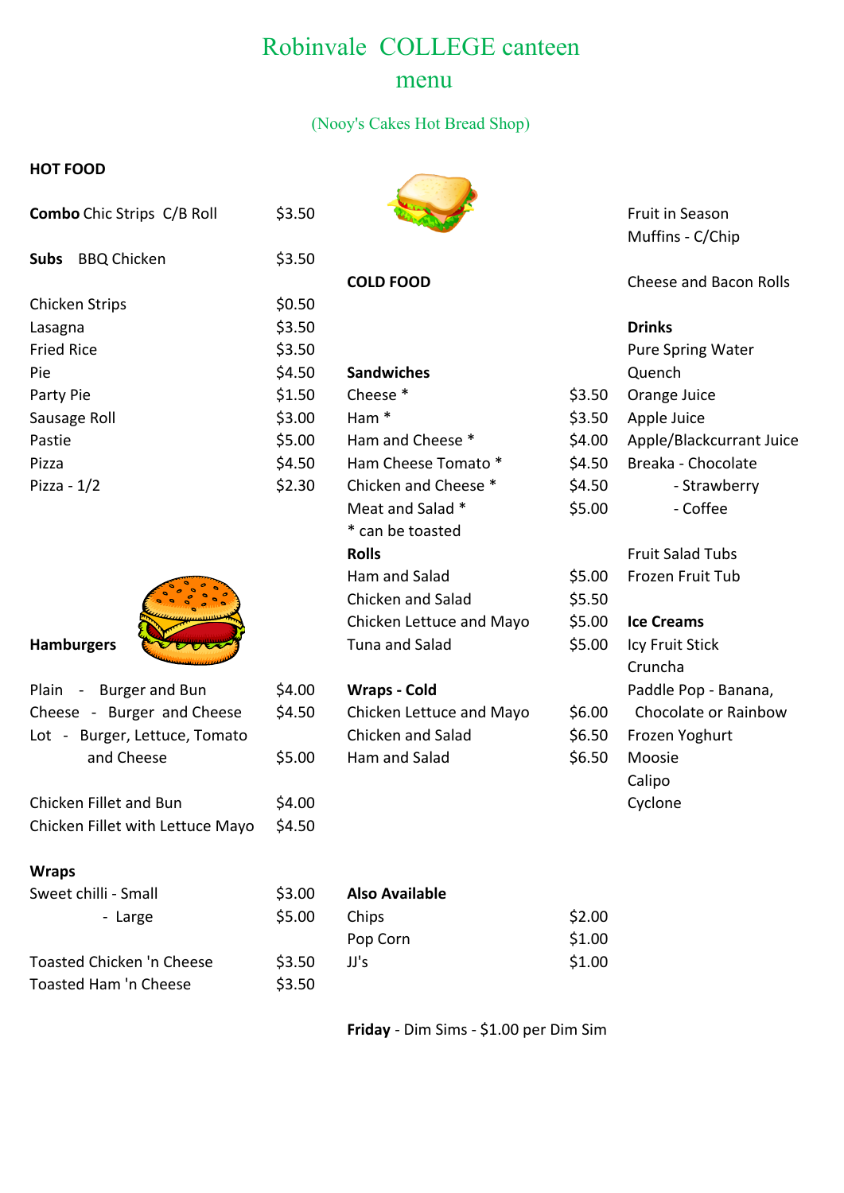# Robinvale COLLEGE canteen menu

(Nooy's Cakes Hot Bread Shop)

## HOT FOOD

| Item | Price |
|---|---|
| **Combo** Chic Strips C/B Roll | $3.50 |
| **Subs** BBQ Chicken | $3.50 |
| Chicken Strips | $0.50 |
| Lasagna | $3.50 |
| Fried Rice | $3.50 |
| Pie | $4.50 |
| Party Pie | $1.50 |
| Sausage Roll | $3.00 |
| Pastie | $5.00 |
| Pizza | $4.50 |
| Pizza - 1/2 | $2.30 |

**Hamburgers**

| Item | Price |
|---|---|
| Plain - Burger and Bun | $4.00 |
| Cheese - Burger and Cheese | $4.50 |
| Lot - Burger, Lettuce, Tomato and Cheese | $5.00 |
| Chicken Fillet and Bun | $4.00 |
| Chicken Fillet with Lettuce Mayo | $4.50 |

**Wraps**

| Item | Price |
|---|---|
| Sweet chilli - Small | $3.00 |
| - Large | $5.00 |
| Toasted Chicken 'n Cheese | $3.50 |
| Toasted Ham 'n Cheese | $3.50 |

## COLD FOOD

**Sandwiches**

| Item | Price |
|---|---|
| Cheese * | $3.50 |
| Ham * | $3.50 |
| Ham and Cheese * | $4.00 |
| Ham Cheese Tomato * | $4.50 |
| Chicken and Cheese * | $4.50 |
| Meat and Salad * | $5.00 |

* can be toasted

**Rolls**

| Item | Price |
|---|---|
| Ham and Salad | $5.00 |
| Chicken and Salad | $5.50 |
| Chicken Lettuce and Mayo | $5.00 |
| Tuna and Salad | $5.00 |

**Wraps - Cold**

| Item | Price |
|---|---|
| Chicken Lettuce and Mayo | $6.00 |
| Chicken and Salad | $6.50 |
| Ham and Salad | $6.50 |

**Also Available**

| Item | Price |
|---|---|
| Chips | $2.00 |
| Pop Corn | $1.00 |
| JJ's | $1.00 |

**Friday** - Dim Sims - $1.00 per Dim Sim

Fruit in Season
Muffins - C/Chip

Cheese and Bacon Rolls

**Drinks**

Pure Spring Water
Quench
Orange Juice
Apple Juice
Apple/Blackcurrant Juice
Breaka - Chocolate
- Strawberry
- Coffee

Fruit Salad Tubs
Frozen Fruit Tub

**Ice Creams**

Icy Fruit Stick
Cruncha
Paddle Pop - Banana, Chocolate or Rainbow
Frozen Yoghurt
Moosie
Calipo
Cyclone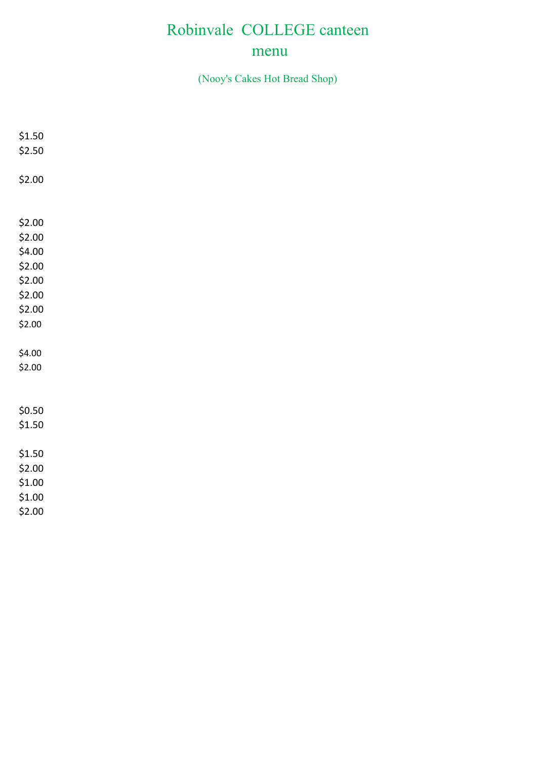# Robinvale COLLEGE canteen menu

(Nooy's Cakes Hot Bread Shop)

$1.50
$2.50

$2.00

$2.00
$2.00
$4.00
$2.00
$2.00
$2.00
$2.00
$2.00

$4.00
$2.00

$0.50
$1.50

$1.50
$2.00
$1.00
$1.00
$2.00